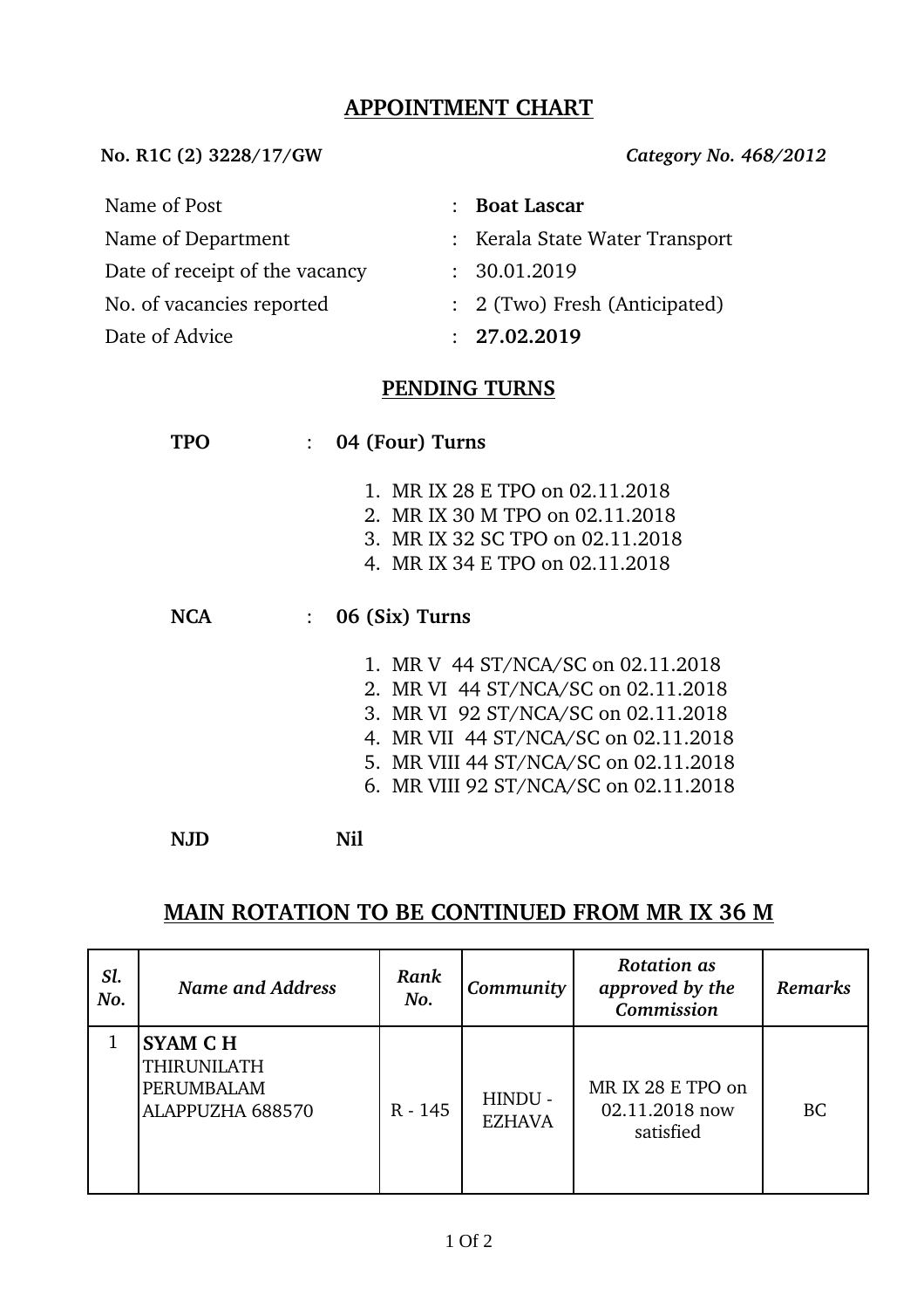# APPOINTMENT CHART

**No. R1C (2) 3228/17/GW** *Category No. 468/2012*

| | | |
|---|---|---|
| Name of Post | : | **Boat Lascar** |
| Name of Department | : | Kerala State Water Transport |
| Date of receipt of the vacancy | : | 30.01.2019 |
| No. of vacancies reported | : | 2 (Two) Fresh (Anticipated) |
| Date of Advice | : | **27.02.2019** |

## PENDING TURNS

**TPO** : **04 (Four) Turns**

1. MR IX 28 E TPO on 02.11.2018
2. MR IX 30 M TPO on 02.11.2018
3. MR IX 32 SC TPO on 02.11.2018
4. MR IX 34 E TPO on 02.11.2018

**NCA** : **06 (Six) Turns**

1. MR V 44 ST/NCA/SC on 02.11.2018
2. MR VI 44 ST/NCA/SC on 02.11.2018
3. MR VI 92 ST/NCA/SC on 02.11.2018
4. MR VII 44 ST/NCA/SC on 02.11.2018
5. MR VIII 44 ST/NCA/SC on 02.11.2018
6. MR VIII 92 ST/NCA/SC on 02.11.2018

**NJD** **Nil**

## MAIN ROTATION TO BE CONTINUED FROM MR IX 36 M

| *Sl. No.* | *Name and Address* | *Rank No.* | *Community* | *Rotation as approved by the Commission* | *Remarks* |
|---|---|---|---|---|---|
| 1 | **SYAM C H** THIRUNILATH PERUMBALAM ALAPPUZHA 688570 | R - 145 | HINDU - EZHAVA | MR IX 28 E TPO on 02.11.2018 now satisfied | BC |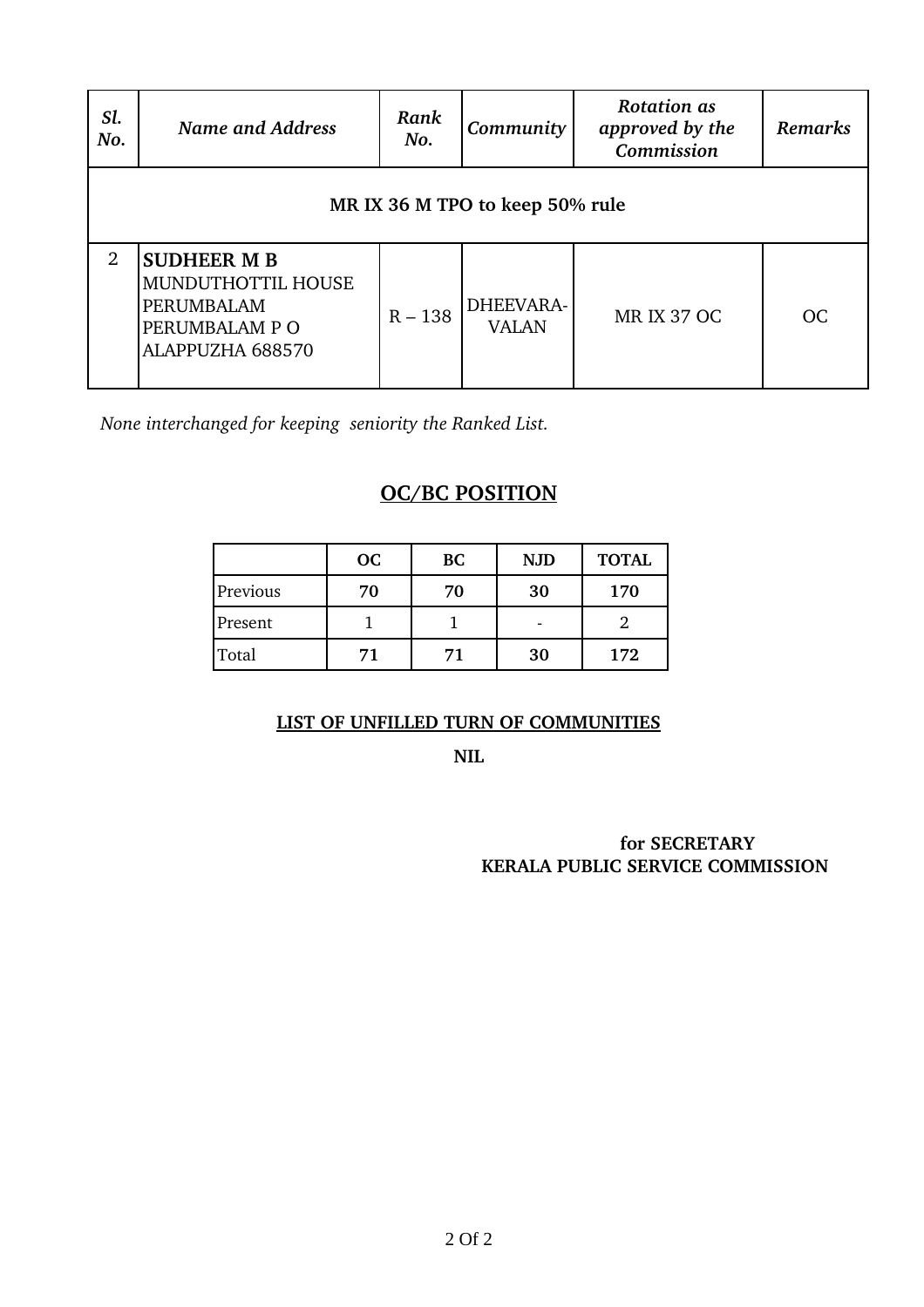| *Sl. No.* | *Name and Address* | *Rank No.* | *Community* | *Rotation as approved by the Commission* | *Remarks* |
|---|---|---|---|---|---|
| **MR IX 36 M TPO to keep 50% rule** | | | | | |
| 2 | **SUDHEER M B** MUNDUTHOTTIL HOUSE PERUMBALAM PERUMBALAM P O ALAPPUZHA 688570 | R – 138 | DHEEVARA-VALAN | MR IX 37 OC | OC |

*None interchanged for keeping seniority the Ranked List.*

## OC/BC POSITION

| | OC | BC | NJD | TOTAL |
|---|---|---|---|---|
| Previous | **70** | **70** | **30** | **170** |
| Present | 1 | 1 | - | 2 |
| Total | **71** | **71** | **30** | **172** |

**LIST OF UNFILLED TURN OF COMMUNITIES**

**NIL**

**for SECRETARY**
**KERALA PUBLIC SERVICE COMMISSION**